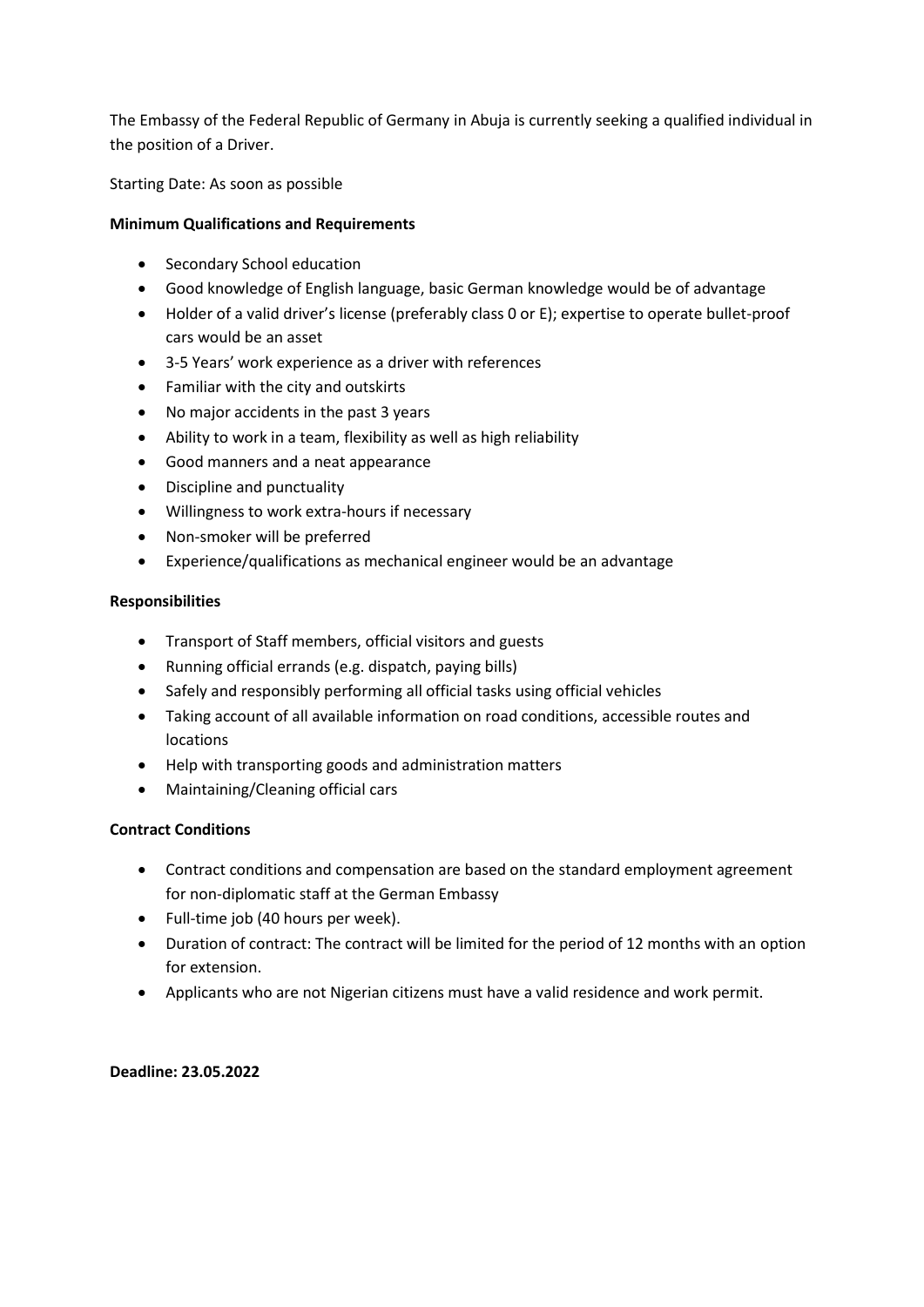The Embassy of the Federal Republic of Germany in Abuja is currently seeking a qualified individual in the position of a Driver.

Starting Date: As soon as possible

**Minimum Qualifications and Requirements**

- Secondary School education
- Good knowledge of English language, basic German knowledge would be of advantage
- Holder of a valid driver's license (preferably class 0 or E); expertise to operate bullet-proof cars would be an asset
- 3-5 Years' work experience as a driver with references
- Familiar with the city and outskirts
- No major accidents in the past 3 years
- Ability to work in a team, flexibility as well as high reliability
- Good manners and a neat appearance
- Discipline and punctuality
- Willingness to work extra-hours if necessary
- Non-smoker will be preferred
- Experience/qualifications as mechanical engineer would be an advantage

**Responsibilities**

- Transport of Staff members, official visitors and guests
- Running official errands (e.g. dispatch, paying bills)
- Safely and responsibly performing all official tasks using official vehicles
- Taking account of all available information on road conditions, accessible routes and locations
- Help with transporting goods and administration matters
- Maintaining/Cleaning official cars

**Contract Conditions**

- Contract conditions and compensation are based on the standard employment agreement for non-diplomatic staff at the German Embassy
- Full-time job (40 hours per week).
- Duration of contract: The contract will be limited for the period of 12 months with an option for extension.
- Applicants who are not Nigerian citizens must have a valid residence and work permit.

**Deadline: 23.05.2022**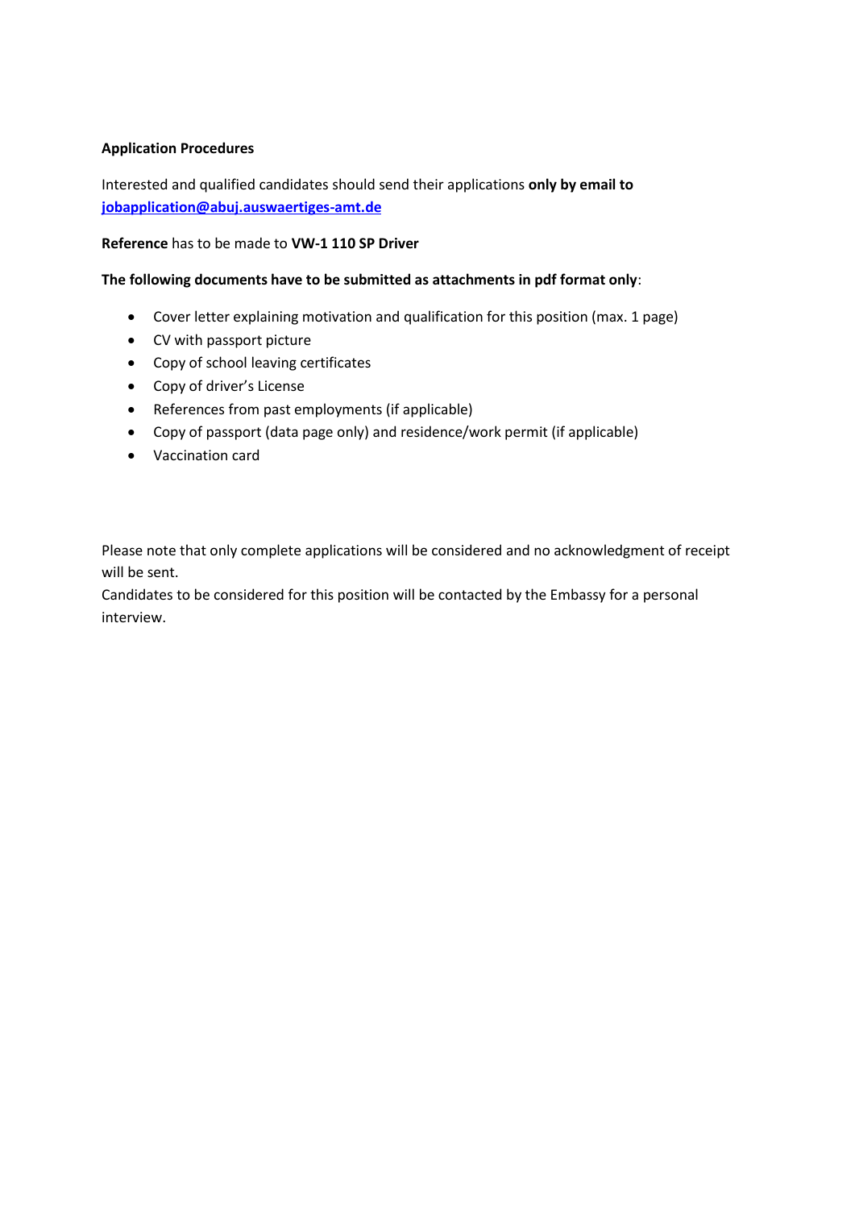**Application Procedures**

Interested and qualified candidates should send their applications **only by email to** **jobapplication@abuj.auswaertiges-amt.de**

**Reference** has to be made to **VW-1 110 SP Driver**

**The following documents have to be submitted as attachments in pdf format only**:

- Cover letter explaining motivation and qualification for this position (max. 1 page)
- CV with passport picture
- Copy of school leaving certificates
- Copy of driver's License
- References from past employments (if applicable)
- Copy of passport (data page only) and residence/work permit (if applicable)
- Vaccination card

Please note that only complete applications will be considered and no acknowledgment of receipt will be sent.
Candidates to be considered for this position will be contacted by the Embassy for a personal interview.